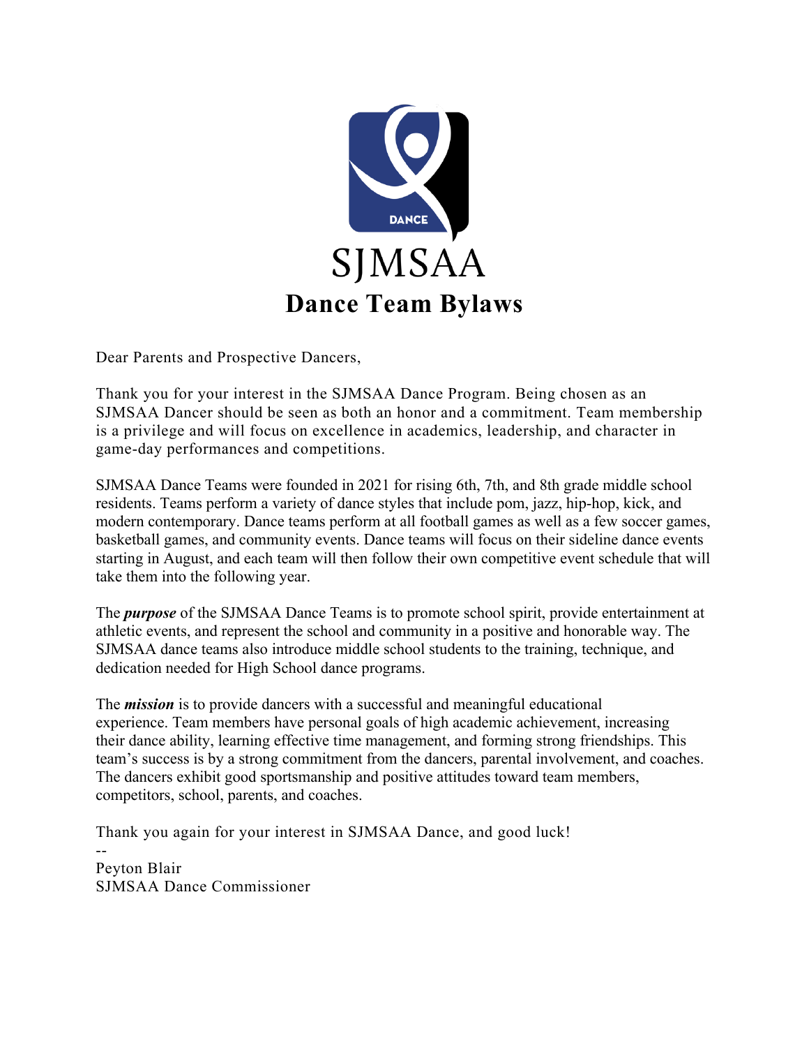SJMSAA

# Dance Team Bylaws

Dear Parents and Prospective Dancers,

Thank you for your interest in the SJMSAA Dance Program. Being chosen as an SJMSAA Dancer should be seen as both an honor and a commitment. Team membership is a privilege and will focus on excellence in academics, leadership, and character in game-day performances and competitions.

SJMSAA Dance Teams were founded in 2021 for rising 6th, 7th, and 8th grade middle school residents. Teams perform a variety of dance styles that include pom, jazz, hip-hop, kick, and modern contemporary. Dance teams perform at all football games as well as a few soccer games, basketball games, and community events. Dance teams will focus on their sideline dance events starting in August, and each team will then follow their own competitive event schedule that will take them into the following year.

The ***purpose*** of the SJMSAA Dance Teams is to promote school spirit, provide entertainment at athletic events, and represent the school and community in a positive and honorable way. The SJMSAA dance teams also introduce middle school students to the training, technique, and dedication needed for High School dance programs.

The ***mission*** is to provide dancers with a successful and meaningful educational experience. Team members have personal goals of high academic achievement, increasing their dance ability, learning effective time management, and forming strong friendships. This team's success is by a strong commitment from the dancers, parental involvement, and coaches. The dancers exhibit good sportsmanship and positive attitudes toward team members, competitors, school, parents, and coaches.

Thank you again for your interest in SJMSAA Dance, and good luck!

--
Peyton Blair
SJMSAA Dance Commissioner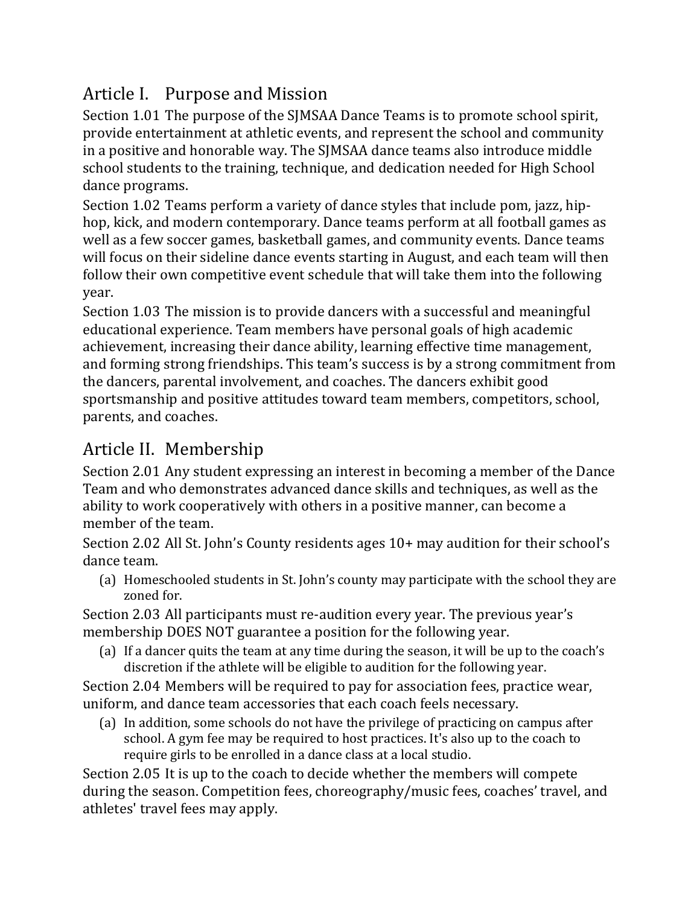## Article I. Purpose and Mission

Section 1.01 The purpose of the SJMSAA Dance Teams is to promote school spirit, provide entertainment at athletic events, and represent the school and community in a positive and honorable way. The SJMSAA dance teams also introduce middle school students to the training, technique, and dedication needed for High School dance programs.

Section 1.02 Teams perform a variety of dance styles that include pom, jazz, hip-hop, kick, and modern contemporary. Dance teams perform at all football games as well as a few soccer games, basketball games, and community events. Dance teams will focus on their sideline dance events starting in August, and each team will then follow their own competitive event schedule that will take them into the following year.

Section 1.03 The mission is to provide dancers with a successful and meaningful educational experience. Team members have personal goals of high academic achievement, increasing their dance ability, learning effective time management, and forming strong friendships. This team's success is by a strong commitment from the dancers, parental involvement, and coaches. The dancers exhibit good sportsmanship and positive attitudes toward team members, competitors, school, parents, and coaches.

## Article II. Membership

Section 2.01 Any student expressing an interest in becoming a member of the Dance Team and who demonstrates advanced dance skills and techniques, as well as the ability to work cooperatively with others in a positive manner, can become a member of the team.

Section 2.02 All St. John's County residents ages 10+ may audition for their school's dance team.

(a) Homeschooled students in St. John's county may participate with the school they are zoned for.

Section 2.03 All participants must re-audition every year. The previous year's membership DOES NOT guarantee a position for the following year.

(a) If a dancer quits the team at any time during the season, it will be up to the coach's discretion if the athlete will be eligible to audition for the following year.

Section 2.04 Members will be required to pay for association fees, practice wear, uniform, and dance team accessories that each coach feels necessary.

(a) In addition, some schools do not have the privilege of practicing on campus after school. A gym fee may be required to host practices. It's also up to the coach to require girls to be enrolled in a dance class at a local studio.

Section 2.05 It is up to the coach to decide whether the members will compete during the season. Competition fees, choreography/music fees, coaches' travel, and athletes' travel fees may apply.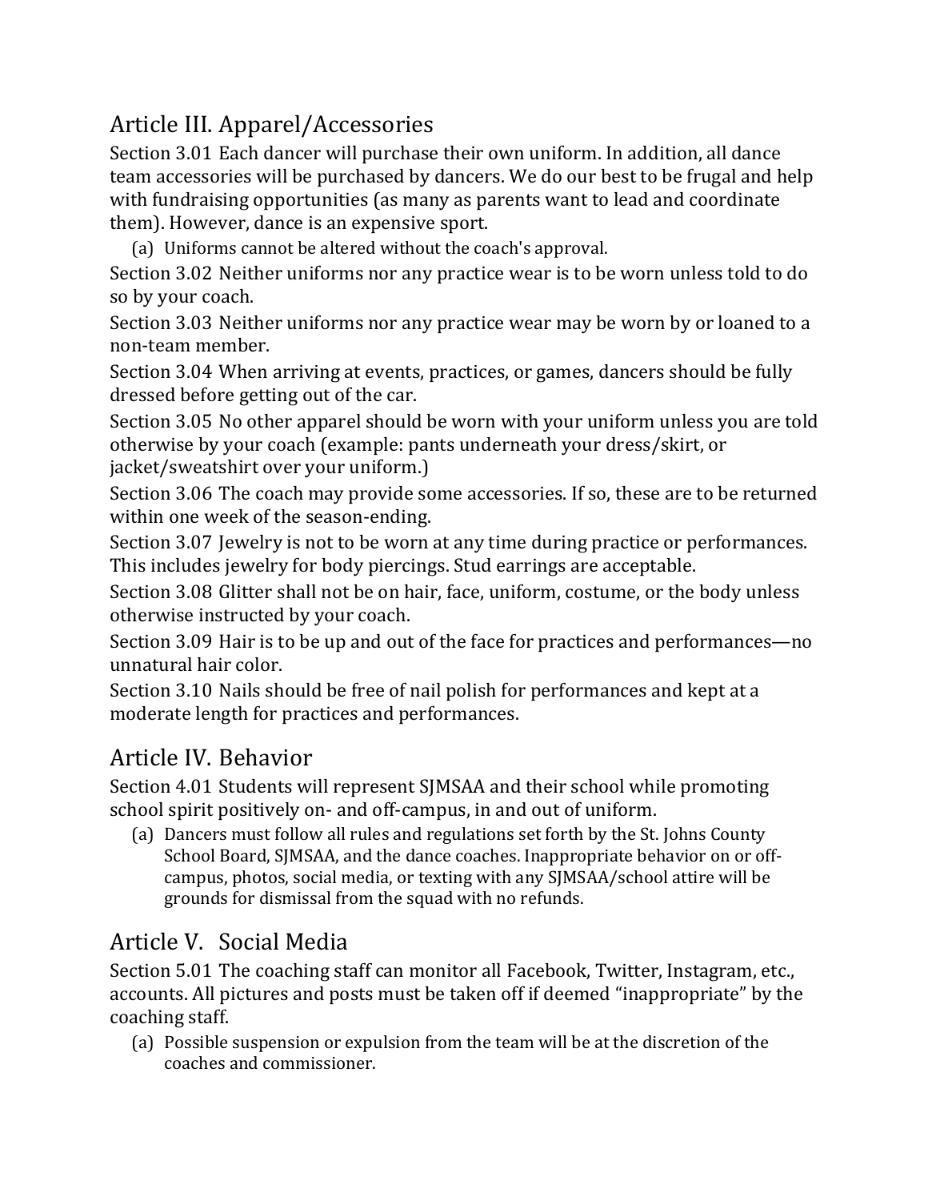## Article III. Apparel/Accessories

Section 3.01 Each dancer will purchase their own uniform. In addition, all dance team accessories will be purchased by dancers. We do our best to be frugal and help with fundraising opportunities (as many as parents want to lead and coordinate them). However, dance is an expensive sport.

(a) Uniforms cannot be altered without the coach's approval.

Section 3.02 Neither uniforms nor any practice wear is to be worn unless told to do so by your coach.

Section 3.03 Neither uniforms nor any practice wear may be worn by or loaned to a non-team member.

Section 3.04 When arriving at events, practices, or games, dancers should be fully dressed before getting out of the car.

Section 3.05 No other apparel should be worn with your uniform unless you are told otherwise by your coach (example: pants underneath your dress/skirt, or jacket/sweatshirt over your uniform.)

Section 3.06 The coach may provide some accessories. If so, these are to be returned within one week of the season-ending.

Section 3.07 Jewelry is not to be worn at any time during practice or performances. This includes jewelry for body piercings. Stud earrings are acceptable.

Section 3.08 Glitter shall not be on hair, face, uniform, costume, or the body unless otherwise instructed by your coach.

Section 3.09 Hair is to be up and out of the face for practices and performances—no unnatural hair color.

Section 3.10 Nails should be free of nail polish for performances and kept at a moderate length for practices and performances.

## Article IV. Behavior

Section 4.01 Students will represent SJMSAA and their school while promoting school spirit positively on- and off-campus, in and out of uniform.

(a) Dancers must follow all rules and regulations set forth by the St. Johns County School Board, SJMSAA, and the dance coaches. Inappropriate behavior on or off-campus, photos, social media, or texting with any SJMSAA/school attire will be grounds for dismissal from the squad with no refunds.

## Article V. Social Media

Section 5.01 The coaching staff can monitor all Facebook, Twitter, Instagram, etc., accounts. All pictures and posts must be taken off if deemed "inappropriate" by the coaching staff.

(a) Possible suspension or expulsion from the team will be at the discretion of the coaches and commissioner.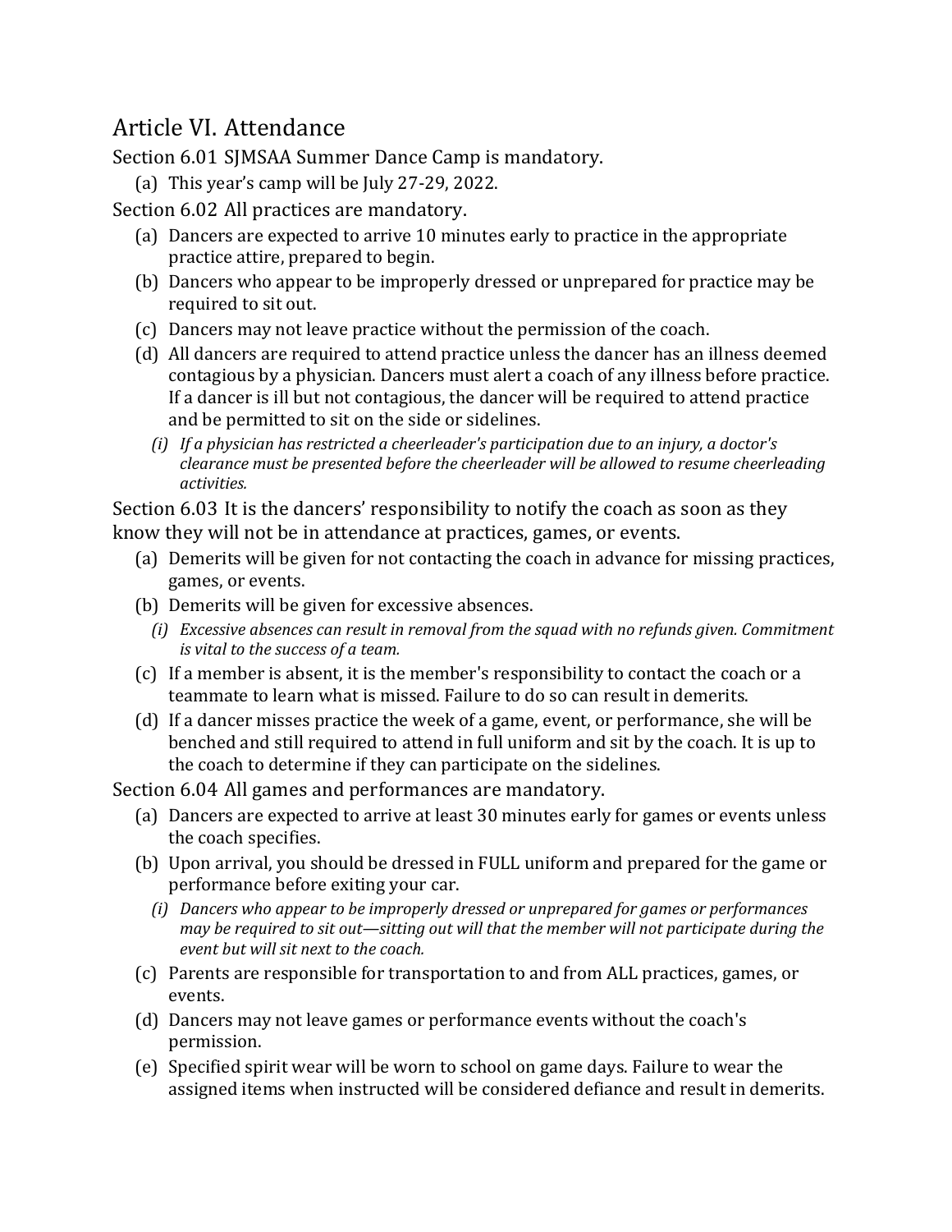## Article VI. Attendance

Section 6.01 SJMSAA Summer Dance Camp is mandatory.

(a) This year's camp will be July 27-29, 2022.

Section 6.02 All practices are mandatory.

(a) Dancers are expected to arrive 10 minutes early to practice in the appropriate practice attire, prepared to begin.

(b) Dancers who appear to be improperly dressed or unprepared for practice may be required to sit out.

(c) Dancers may not leave practice without the permission of the coach.

(d) All dancers are required to attend practice unless the dancer has an illness deemed contagious by a physician. Dancers must alert a coach of any illness before practice. If a dancer is ill but not contagious, the dancer will be required to attend practice and be permitted to sit on the side or sidelines.

*(i) If a physician has restricted a cheerleader's participation due to an injury, a doctor's clearance must be presented before the cheerleader will be allowed to resume cheerleading activities.*

Section 6.03 It is the dancers' responsibility to notify the coach as soon as they know they will not be in attendance at practices, games, or events.

(a) Demerits will be given for not contacting the coach in advance for missing practices, games, or events.

(b) Demerits will be given for excessive absences.

*(i) Excessive absences can result in removal from the squad with no refunds given. Commitment is vital to the success of a team.*

(c) If a member is absent, it is the member's responsibility to contact the coach or a teammate to learn what is missed. Failure to do so can result in demerits.

(d) If a dancer misses practice the week of a game, event, or performance, she will be benched and still required to attend in full uniform and sit by the coach. It is up to the coach to determine if they can participate on the sidelines.

Section 6.04 All games and performances are mandatory.

(a) Dancers are expected to arrive at least 30 minutes early for games or events unless the coach specifies.

(b) Upon arrival, you should be dressed in FULL uniform and prepared for the game or performance before exiting your car.

*(i) Dancers who appear to be improperly dressed or unprepared for games or performances may be required to sit out—sitting out will that the member will not participate during the event but will sit next to the coach.*

(c) Parents are responsible for transportation to and from ALL practices, games, or events.

(d) Dancers may not leave games or performance events without the coach's permission.

(e) Specified spirit wear will be worn to school on game days. Failure to wear the assigned items when instructed will be considered defiance and result in demerits.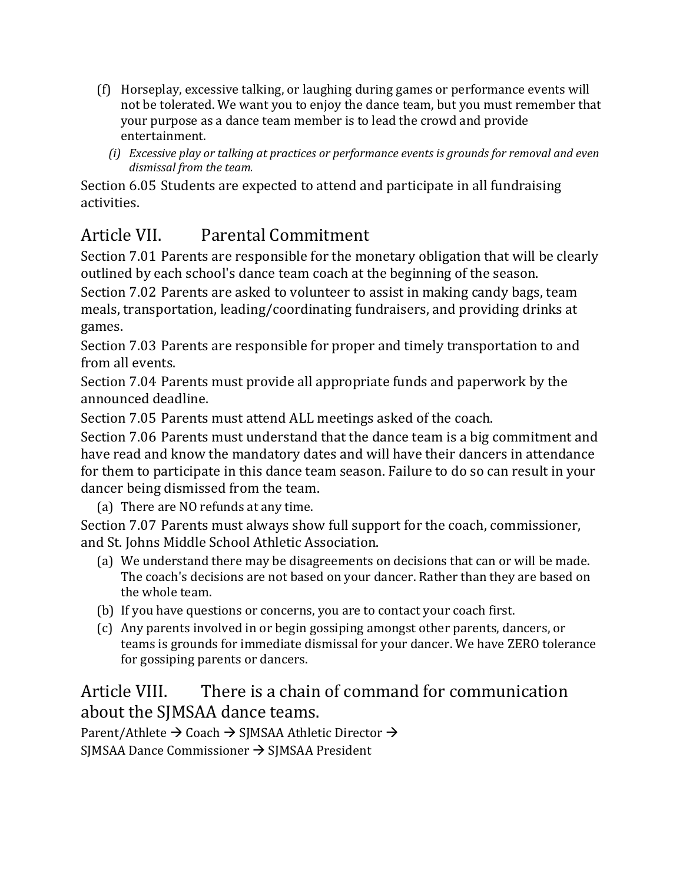(f) Horseplay, excessive talking, or laughing during games or performance events will not be tolerated. We want you to enjoy the dance team, but you must remember that your purpose as a dance team member is to lead the crowd and provide entertainment.

  *(i) Excessive play or talking at practices or performance events is grounds for removal and even dismissal from the team.*

Section 6.05 Students are expected to attend and participate in all fundraising activities.

## Article VII. Parental Commitment

Section 7.01 Parents are responsible for the monetary obligation that will be clearly outlined by each school's dance team coach at the beginning of the season.

Section 7.02 Parents are asked to volunteer to assist in making candy bags, team meals, transportation, leading/coordinating fundraisers, and providing drinks at games.

Section 7.03 Parents are responsible for proper and timely transportation to and from all events.

Section 7.04 Parents must provide all appropriate funds and paperwork by the announced deadline.

Section 7.05 Parents must attend ALL meetings asked of the coach.

Section 7.06 Parents must understand that the dance team is a big commitment and have read and know the mandatory dates and will have their dancers in attendance for them to participate in this dance team season. Failure to do so can result in your dancer being dismissed from the team.

(a) There are NO refunds at any time.

Section 7.07 Parents must always show full support for the coach, commissioner, and St. Johns Middle School Athletic Association.

(a) We understand there may be disagreements on decisions that can or will be made. The coach's decisions are not based on your dancer. Rather than they are based on the whole team.

(b) If you have questions or concerns, you are to contact your coach first.

(c) Any parents involved in or begin gossiping amongst other parents, dancers, or teams is grounds for immediate dismissal for your dancer. We have ZERO tolerance for gossiping parents or dancers.

## Article VIII. There is a chain of command for communication about the SJMSAA dance teams.

Parent/Athlete → Coach → SJMSAA Athletic Director → SJMSAA Dance Commissioner → SJMSAA President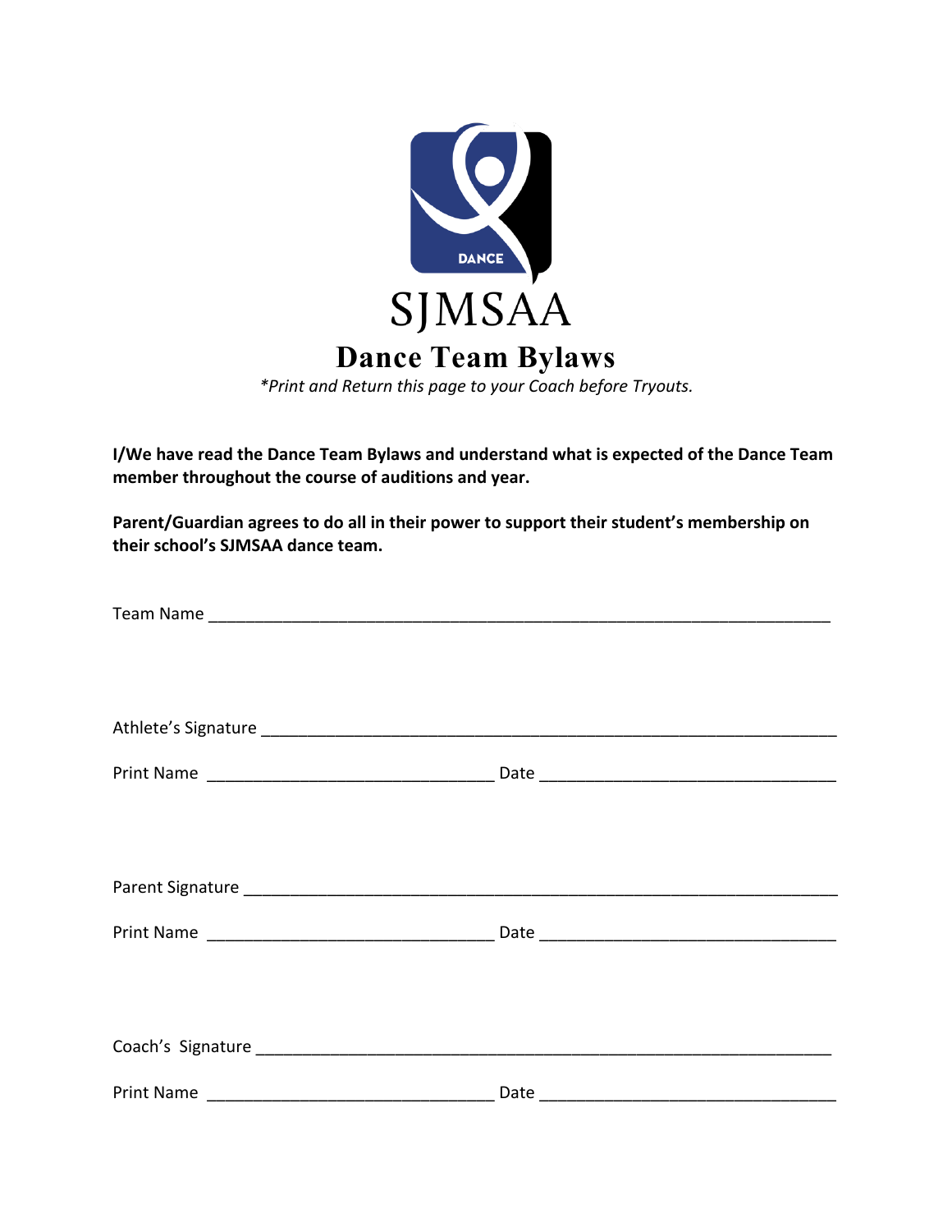DANCE

SJMSAA

# Dance Team Bylaws

*\*Print and Return this page to your Coach before Tryouts.*

**I/We have read the Dance Team Bylaws and understand what is expected of the Dance Team member throughout the course of auditions and year.**

**Parent/Guardian agrees to do all in their power to support their student's membership on their school's SJMSAA dance team.**

Team Name ____________________________________________________________________

Athlete's Signature _______________________________________________________________

Print Name ______________________________ Date ______________________________

Parent Signature _________________________________________________________________

Print Name ______________________________ Date ______________________________

Coach's Signature ________________________________________________________________

Print Name ______________________________ Date ______________________________